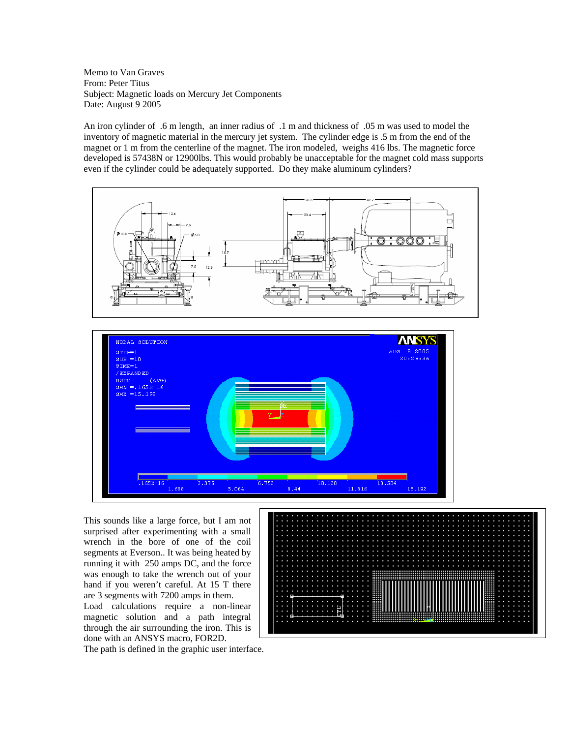Memo to Van Graves
From: Peter Titus
Subject: Magnetic loads on Mercury Jet Components
Date: August 9 2005

An iron cylinder of .6 m length, an inner radius of .1 m and thickness of .05 m was used to model the inventory of magnetic material in the mercury jet system. The cylinder edge is .5 m from the end of the magnet or 1 m from the centerline of the magnet. The iron modeled, weighs 416 lbs. The magnetic force developed is 57438N or 12900lbs. This would probably be unacceptable for the magnet cold mass supports even if the cylinder could be adequately supported. Do they make aluminum cylinders?

This sounds like a large force, but I am not surprised after experimenting with a small wrench in the bore of one of the coil segments at Everson.. It was being heated by running it with 250 amps DC, and the force was enough to take the wrench out of your hand if you weren't careful. At 15 T there are 3 segments with 7200 amps in them.

Load calculations require a non-linear magnetic solution and a path integral through the air surrounding the iron. This is done with an ANSYS macro, FOR2D.

The path is defined in the graphic user interface.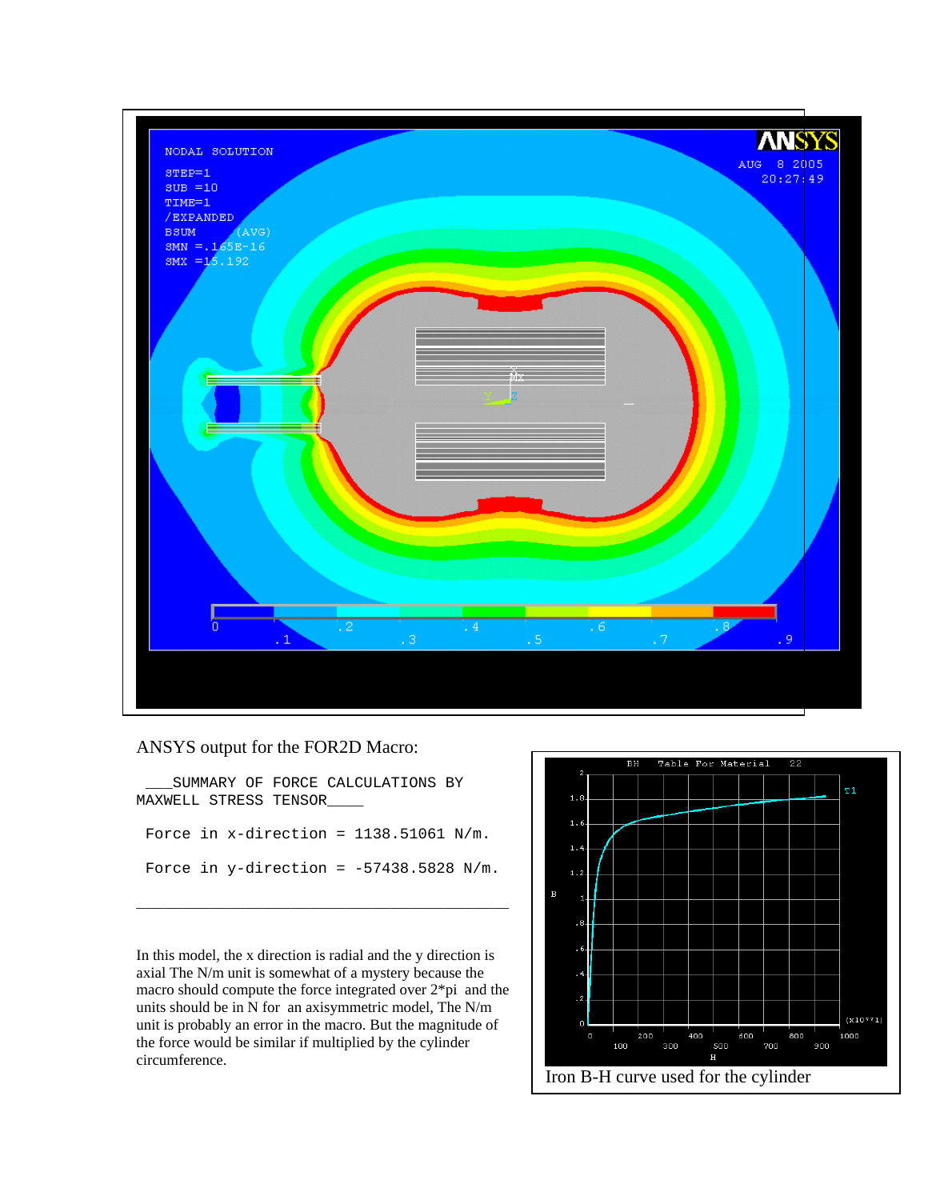ANSYS output for the FOR2D Macro:

```
 ___SUMMARY OF FORCE CALCULATIONS BY
MAXWELL STRESS TENSOR____

 Force in x-direction = 1138.51061 N/m.

 Force in y-direction = -57438.5828 N/m.
```

---

In this model, the x direction is radial and the y direction is axial The N/m unit is somewhat of a mystery because the macro should compute the force integrated over 2*pi and the units should be in N for an axisymmetric model, The N/m unit is probably an error in the macro. But the magnitude of the force would be similar if multiplied by the cylinder circumference.

Iron B-H curve used for the cylinder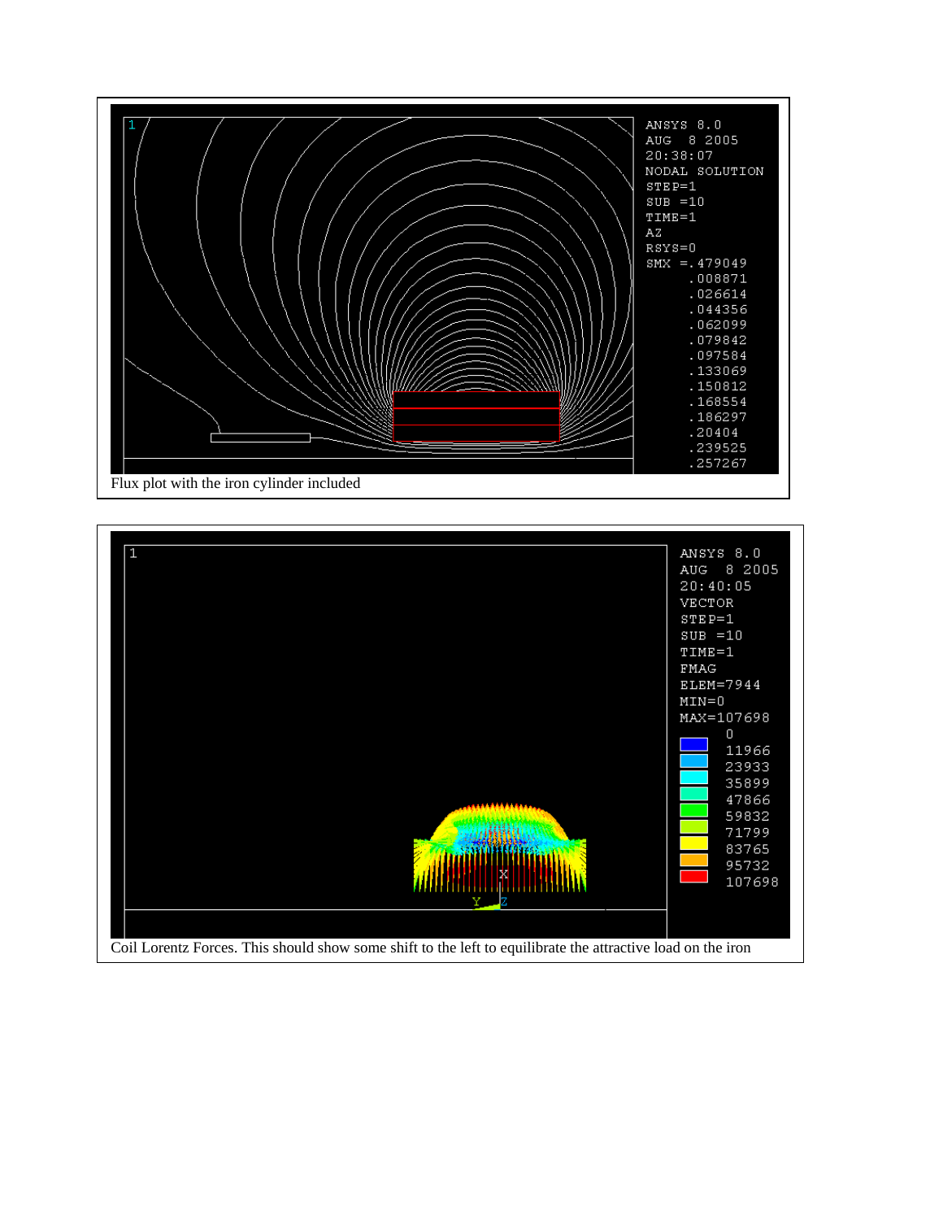ANSYS 8.0
AUG 8 2005
20:38:07
NODAL SOLUTION
STEP=1
SUB =10
TIME=1
AZ
RSYS=0
SMX =.479049
.008871
.026614
.044356
.062099
.079842
.097584
.133069
.150812
.168554
.186297
.20404
.239525
.257267

Flux plot with the iron cylinder included

ANSYS 8.0
AUG 8 2005
20:40:05
VECTOR
STEP=1
SUB =10
TIME=1
FMAG
ELEM=7944
MIN=0
MAX=107698
0
11966
23933
35899
47866
59832
71799
83765
95732
107698

Coil Lorentz Forces. This should show some shift to the left to equilibrate the attractive load on the iron